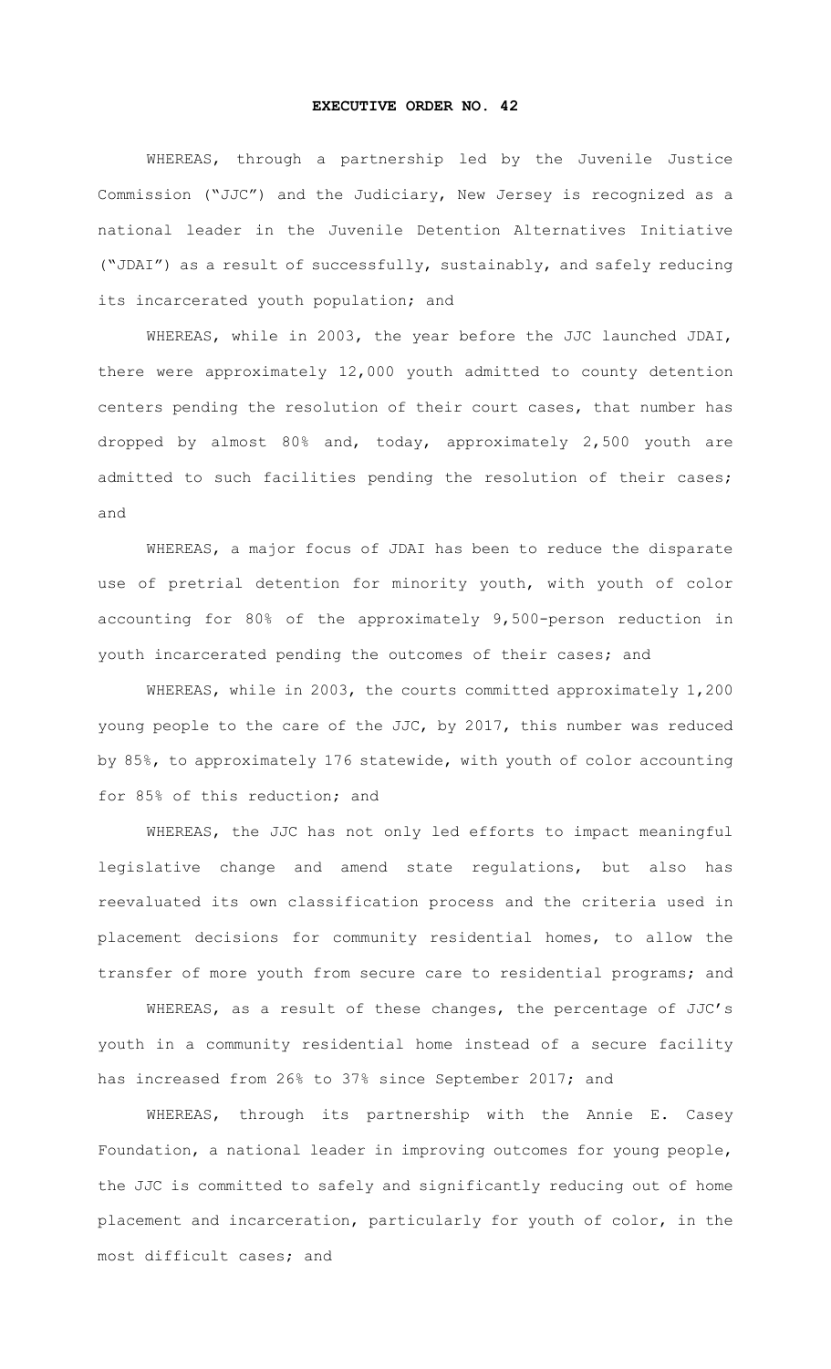# EXECUTIVE ORDER NO. 42

WHEREAS, through a partnership led by the Juvenile Justice Commission ("JJC") and the Judiciary, New Jersey is recognized as a national leader in the Juvenile Detention Alternatives Initiative ("JDAI") as a result of successfully, sustainably, and safely reducing its incarcerated youth population; and

WHEREAS, while in 2003, the year before the JJC launched JDAI, there were approximately 12,000 youth admitted to county detention centers pending the resolution of their court cases, that number has dropped by almost 80% and, today, approximately 2,500 youth are admitted to such facilities pending the resolution of their cases; and

WHEREAS, a major focus of JDAI has been to reduce the disparate use of pretrial detention for minority youth, with youth of color accounting for 80% of the approximately 9,500-person reduction in youth incarcerated pending the outcomes of their cases; and

WHEREAS, while in 2003, the courts committed approximately 1,200 young people to the care of the JJC, by 2017, this number was reduced by 85%, to approximately 176 statewide, with youth of color accounting for 85% of this reduction; and

WHEREAS, the JJC has not only led efforts to impact meaningful legislative change and amend state regulations, but also has reevaluated its own classification process and the criteria used in placement decisions for community residential homes, to allow the transfer of more youth from secure care to residential programs; and

WHEREAS, as a result of these changes, the percentage of JJC's youth in a community residential home instead of a secure facility has increased from 26% to 37% since September 2017; and

WHEREAS, through its partnership with the Annie E. Casey Foundation, a national leader in improving outcomes for young people, the JJC is committed to safely and significantly reducing out of home placement and incarceration, particularly for youth of color, in the most difficult cases; and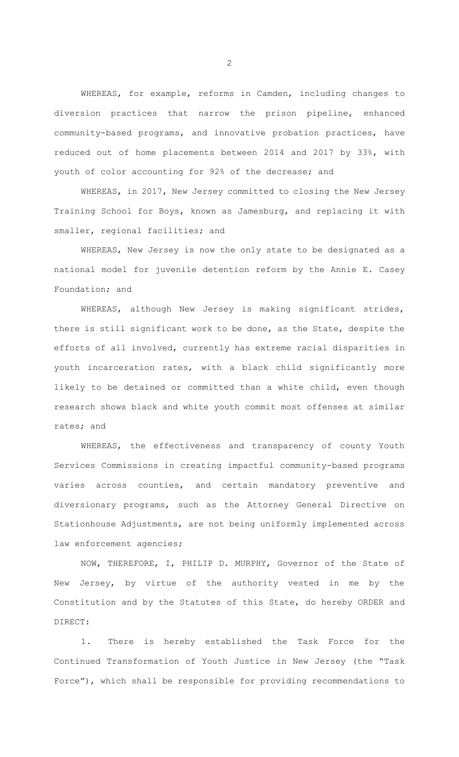WHEREAS, for example, reforms in Camden, including changes to diversion practices that narrow the prison pipeline, enhanced community-based programs, and innovative probation practices, have reduced out of home placements between 2014 and 2017 by 33%, with youth of color accounting for 92% of the decrease; and

WHEREAS, in 2017, New Jersey committed to closing the New Jersey Training School for Boys, known as Jamesburg, and replacing it with smaller, regional facilities; and

WHEREAS, New Jersey is now the only state to be designated as a national model for juvenile detention reform by the Annie E. Casey Foundation; and

WHEREAS, although New Jersey is making significant strides, there is still significant work to be done, as the State, despite the efforts of all involved, currently has extreme racial disparities in youth incarceration rates, with a black child significantly more likely to be detained or committed than a white child, even though research shows black and white youth commit most offenses at similar rates; and

WHEREAS, the effectiveness and transparency of county Youth Services Commissions in creating impactful community-based programs varies across counties, and certain mandatory preventive and diversionary programs, such as the Attorney General Directive on Stationhouse Adjustments, are not being uniformly implemented across law enforcement agencies;

NOW, THEREFORE, I, PHILIP D. MURPHY, Governor of the State of New Jersey, by virtue of the authority vested in me by the Constitution and by the Statutes of this State, do hereby ORDER and DIRECT:

1. There is hereby established the Task Force for the Continued Transformation of Youth Justice in New Jersey (the "Task Force"), which shall be responsible for providing recommendations to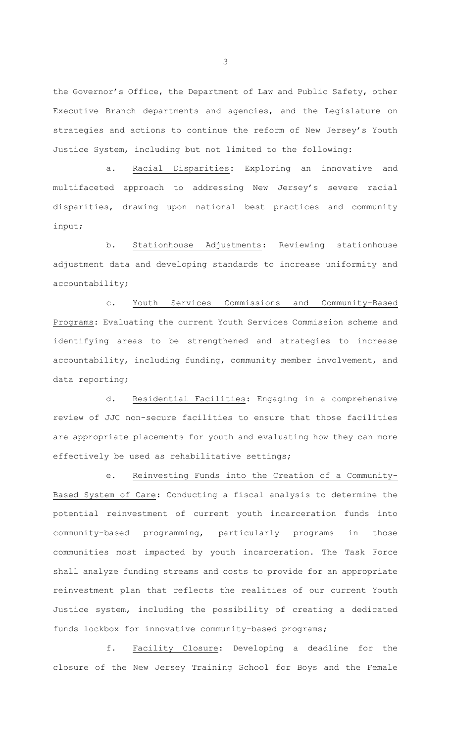the Governor's Office, the Department of Law and Public Safety, other Executive Branch departments and agencies, and the Legislature on strategies and actions to continue the reform of New Jersey's Youth Justice System, including but not limited to the following:

a. Racial Disparities: Exploring an innovative and multifaceted approach to addressing New Jersey's severe racial disparities, drawing upon national best practices and community input;

b. Stationhouse Adjustments: Reviewing stationhouse adjustment data and developing standards to increase uniformity and accountability;

c. Youth Services Commissions and Community-Based Programs: Evaluating the current Youth Services Commission scheme and identifying areas to be strengthened and strategies to increase accountability, including funding, community member involvement, and data reporting;

d. Residential Facilities: Engaging in a comprehensive review of JJC non-secure facilities to ensure that those facilities are appropriate placements for youth and evaluating how they can more effectively be used as rehabilitative settings;

e. Reinvesting Funds into the Creation of a Community-Based System of Care: Conducting a fiscal analysis to determine the potential reinvestment of current youth incarceration funds into community-based programming, particularly programs in those communities most impacted by youth incarceration. The Task Force shall analyze funding streams and costs to provide for an appropriate reinvestment plan that reflects the realities of our current Youth Justice system, including the possibility of creating a dedicated funds lockbox for innovative community-based programs;

f. Facility Closure: Developing a deadline for the closure of the New Jersey Training School for Boys and the Female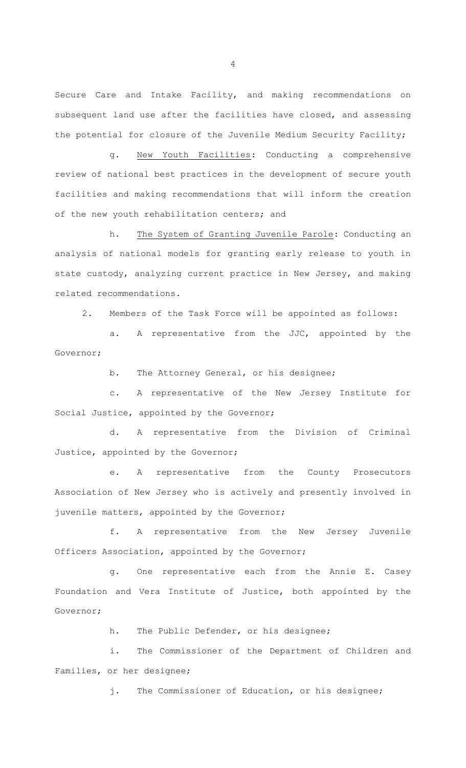Secure Care and Intake Facility, and making recommendations on subsequent land use after the facilities have closed, and assessing the potential for closure of the Juvenile Medium Security Facility;

g. New Youth Facilities: Conducting a comprehensive review of national best practices in the development of secure youth facilities and making recommendations that will inform the creation of the new youth rehabilitation centers; and

h. The System of Granting Juvenile Parole: Conducting an analysis of national models for granting early release to youth in state custody, analyzing current practice in New Jersey, and making related recommendations.

2. Members of the Task Force will be appointed as follows:

a. A representative from the JJC, appointed by the Governor;

b. The Attorney General, or his designee;

c. A representative of the New Jersey Institute for Social Justice, appointed by the Governor;

d. A representative from the Division of Criminal Justice, appointed by the Governor;

e. A representative from the County Prosecutors Association of New Jersey who is actively and presently involved in juvenile matters, appointed by the Governor;

f. A representative from the New Jersey Juvenile Officers Association, appointed by the Governor;

g. One representative each from the Annie E. Casey Foundation and Vera Institute of Justice, both appointed by the Governor;

h. The Public Defender, or his designee;

i. The Commissioner of the Department of Children and Families, or her designee;

j. The Commissioner of Education, or his designee;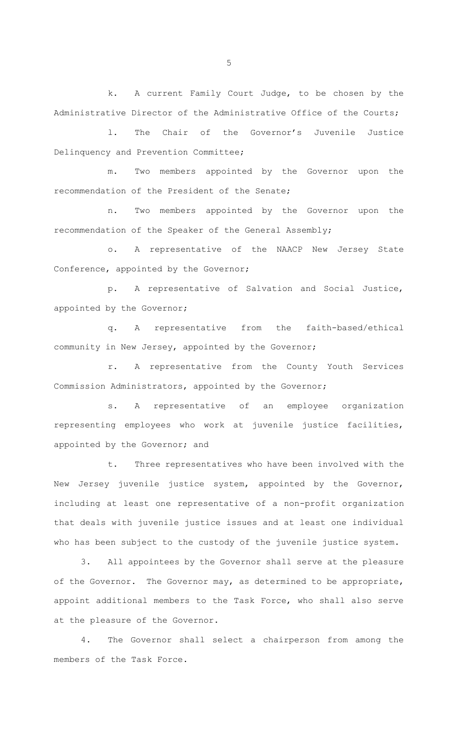k. A current Family Court Judge, to be chosen by the Administrative Director of the Administrative Office of the Courts;

l. The Chair of the Governor's Juvenile Justice Delinquency and Prevention Committee;

m. Two members appointed by the Governor upon the recommendation of the President of the Senate;

n. Two members appointed by the Governor upon the recommendation of the Speaker of the General Assembly;

o. A representative of the NAACP New Jersey State Conference, appointed by the Governor;

p. A representative of Salvation and Social Justice, appointed by the Governor;

q. A representative from the faith-based/ethical community in New Jersey, appointed by the Governor;

r. A representative from the County Youth Services Commission Administrators, appointed by the Governor;

s. A representative of an employee organization representing employees who work at juvenile justice facilities, appointed by the Governor; and

t. Three representatives who have been involved with the New Jersey juvenile justice system, appointed by the Governor, including at least one representative of a non-profit organization that deals with juvenile justice issues and at least one individual who has been subject to the custody of the juvenile justice system.

3. All appointees by the Governor shall serve at the pleasure of the Governor. The Governor may, as determined to be appropriate, appoint additional members to the Task Force, who shall also serve at the pleasure of the Governor.

4. The Governor shall select a chairperson from among the members of the Task Force.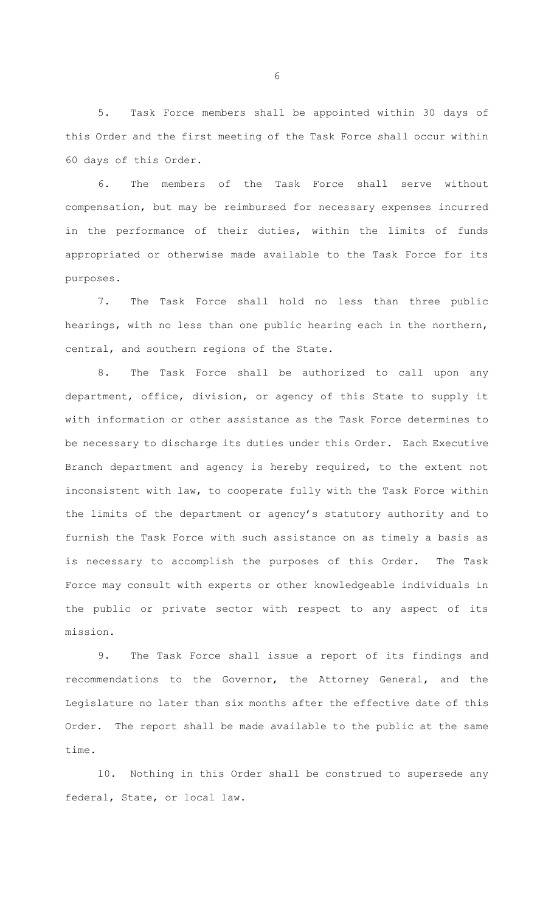5. Task Force members shall be appointed within 30 days of this Order and the first meeting of the Task Force shall occur within 60 days of this Order.

6. The members of the Task Force shall serve without compensation, but may be reimbursed for necessary expenses incurred in the performance of their duties, within the limits of funds appropriated or otherwise made available to the Task Force for its purposes.

7. The Task Force shall hold no less than three public hearings, with no less than one public hearing each in the northern, central, and southern regions of the State.

8. The Task Force shall be authorized to call upon any department, office, division, or agency of this State to supply it with information or other assistance as the Task Force determines to be necessary to discharge its duties under this Order. Each Executive Branch department and agency is hereby required, to the extent not inconsistent with law, to cooperate fully with the Task Force within the limits of the department or agency's statutory authority and to furnish the Task Force with such assistance on as timely a basis as is necessary to accomplish the purposes of this Order. The Task Force may consult with experts or other knowledgeable individuals in the public or private sector with respect to any aspect of its mission.

9. The Task Force shall issue a report of its findings and recommendations to the Governor, the Attorney General, and the Legislature no later than six months after the effective date of this Order. The report shall be made available to the public at the same time.

10. Nothing in this Order shall be construed to supersede any federal, State, or local law.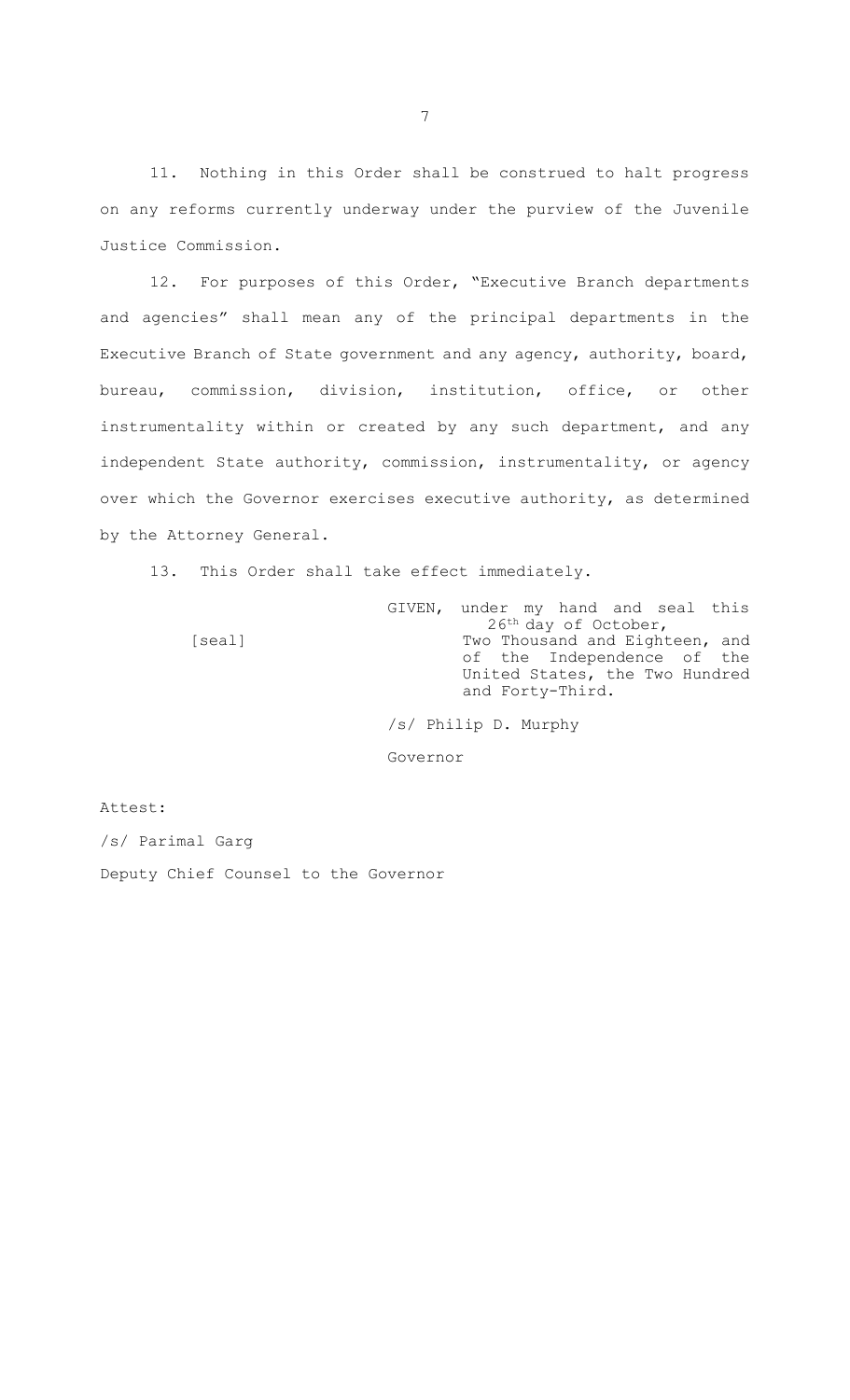11. Nothing in this Order shall be construed to halt progress on any reforms currently underway under the purview of the Juvenile Justice Commission.

12. For purposes of this Order, "Executive Branch departments and agencies" shall mean any of the principal departments in the Executive Branch of State government and any agency, authority, board, bureau, commission, division, institution, office, or other instrumentality within or created by any such department, and any independent State authority, commission, instrumentality, or agency over which the Governor exercises executive authority, as determined by the Attorney General.

13. This Order shall take effect immediately.

[seal]

GIVEN, under my hand and seal this 26th day of October, Two Thousand and Eighteen, and of the Independence of the United States, the Two Hundred and Forty-Third.

/s/ Philip D. Murphy

Governor

Attest:

/s/ Parimal Garg

Deputy Chief Counsel to the Governor